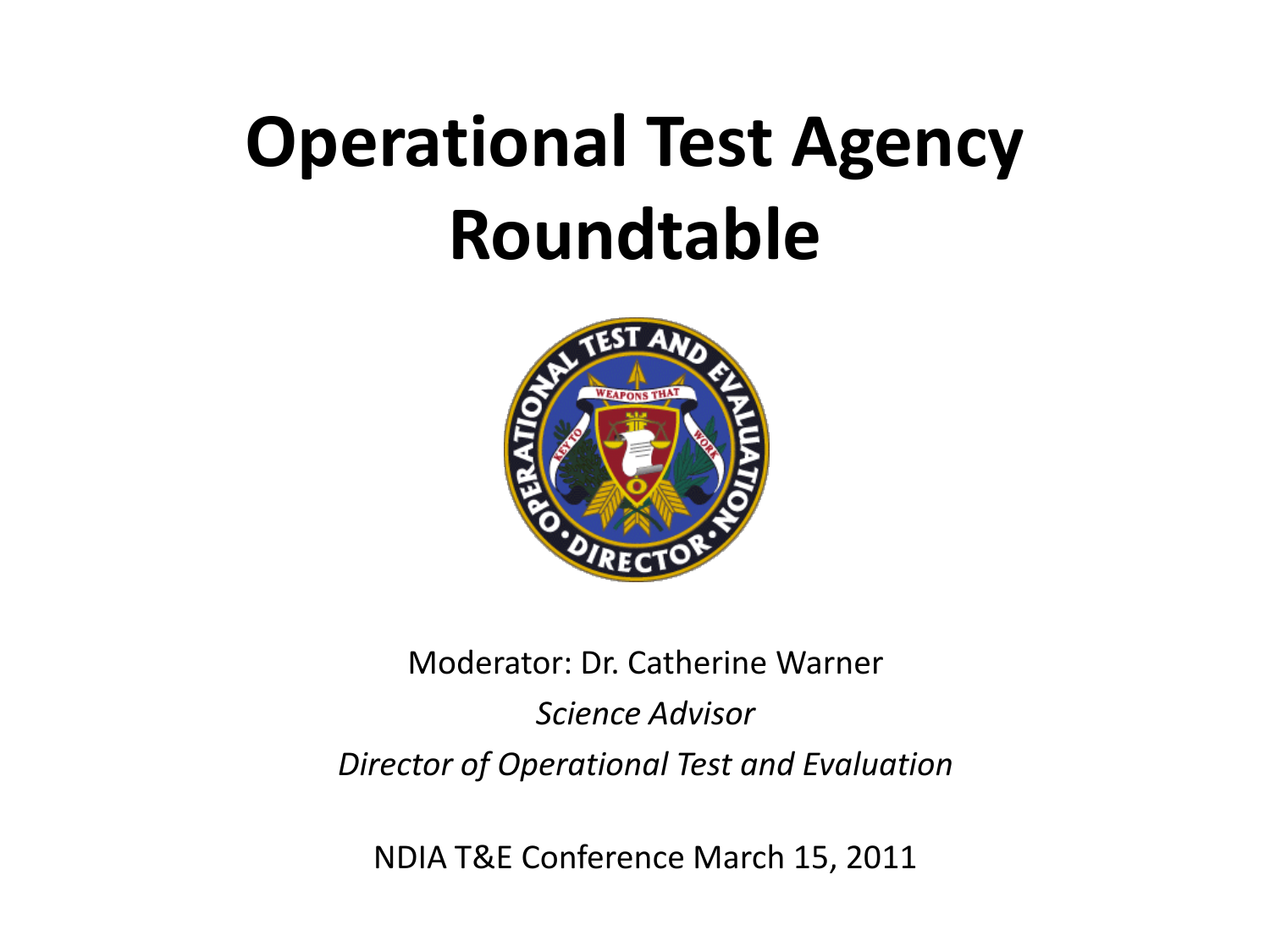# Operational Test Agency Roundtable

Moderator: Dr. Catherine Warner

*Science Advisor*

*Director of Operational Test and Evaluation*

NDIA T&E Conference March 15, 2011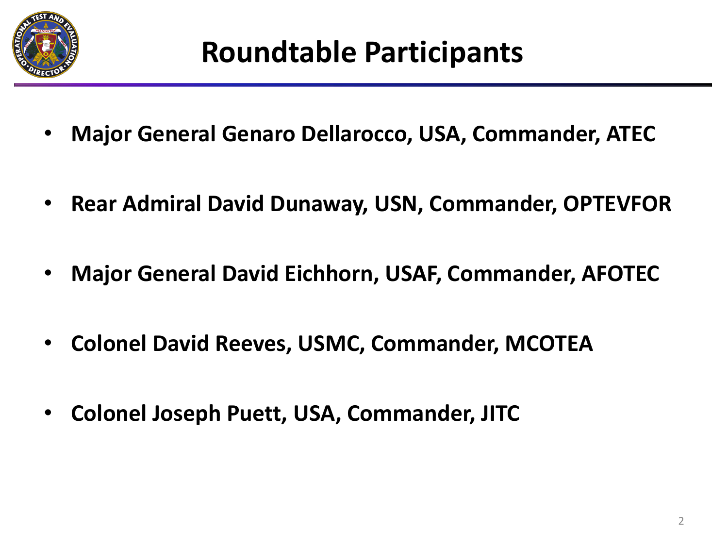# Roundtable Participants

- **Major General Genaro Dellarocco, USA, Commander, ATEC**
- **Rear Admiral David Dunaway, USN, Commander, OPTEVFOR**
- **Major General David Eichhorn, USAF, Commander, AFOTEC**
- **Colonel David Reeves, USMC, Commander, MCOTEA**
- **Colonel Joseph Puett, USA, Commander, JITC**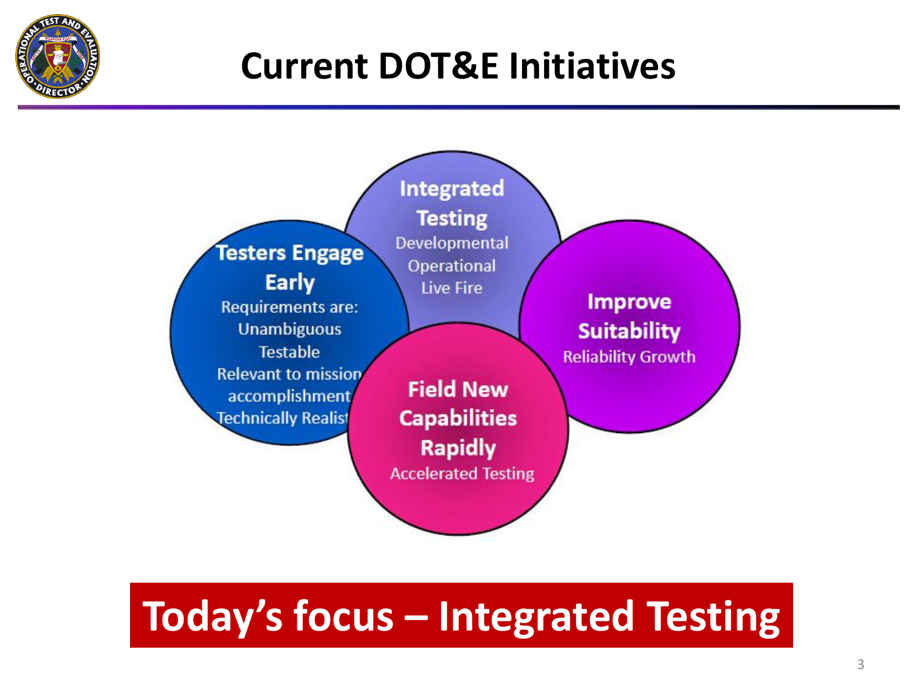# Current DOT&E Initiatives

**Testers Engage Early**
Requirements are:
- Unambiguous
- Testable
- Relevant to mission accomplishment
- Technically Realist

**Integrated Testing**
- Developmental
- Operational
- Live Fire

**Improve Suitability**
- Reliability Growth

**Field New Capabilities Rapidly**
- Accelerated Testing

**Today's focus – Integrated Testing**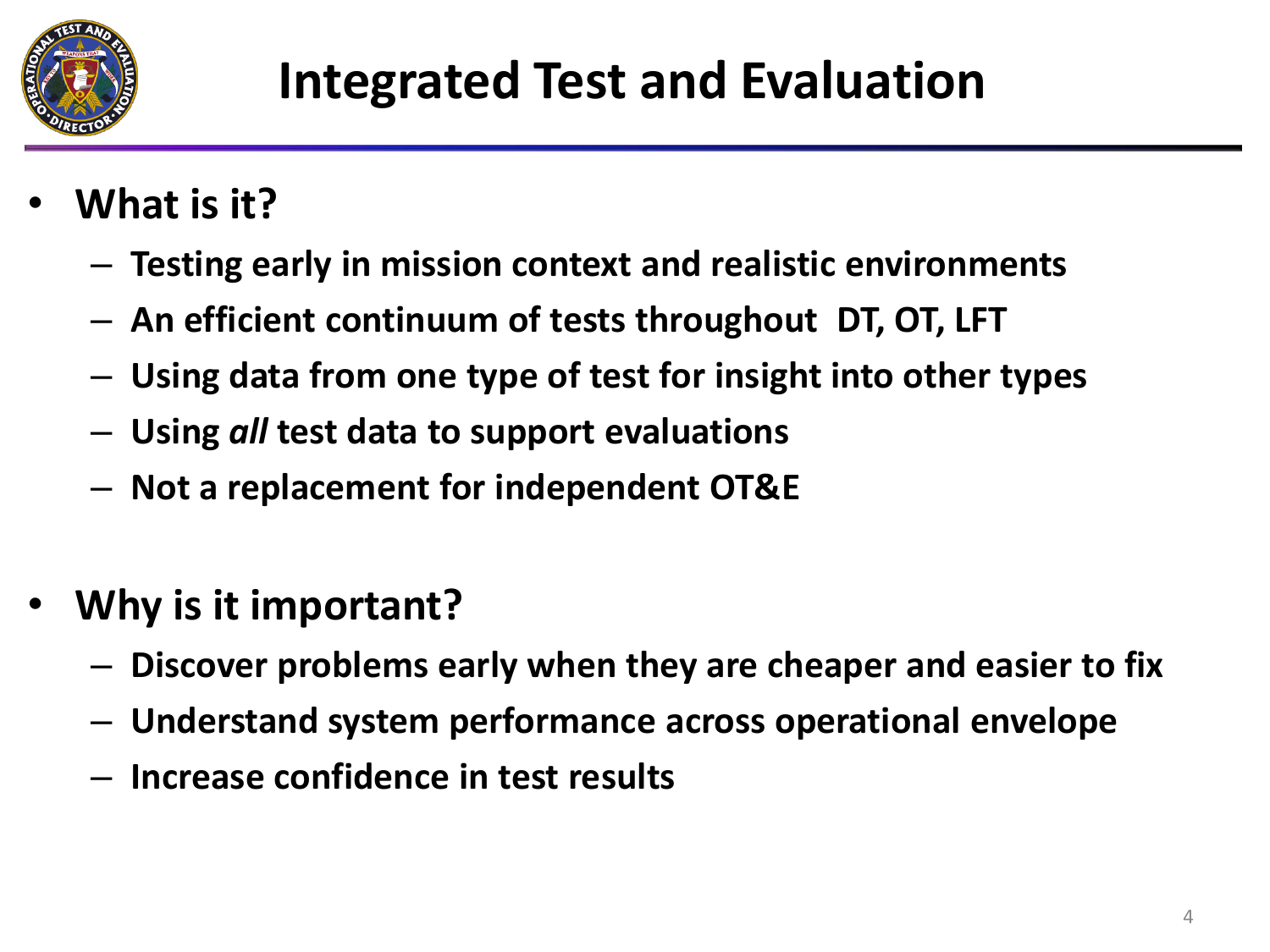# Integrated Test and Evaluation

- **What is it?**
  - **Testing early in mission context and realistic environments**
  - **An efficient continuum of tests throughout DT, OT, LFT**
  - **Using data from one type of test for insight into other types**
  - **Using *all* test data to support evaluations**
  - **Not a replacement for independent OT&E**

- **Why is it important?**
  - **Discover problems early when they are cheaper and easier to fix**
  - **Understand system performance across operational envelope**
  - **Increase confidence in test results**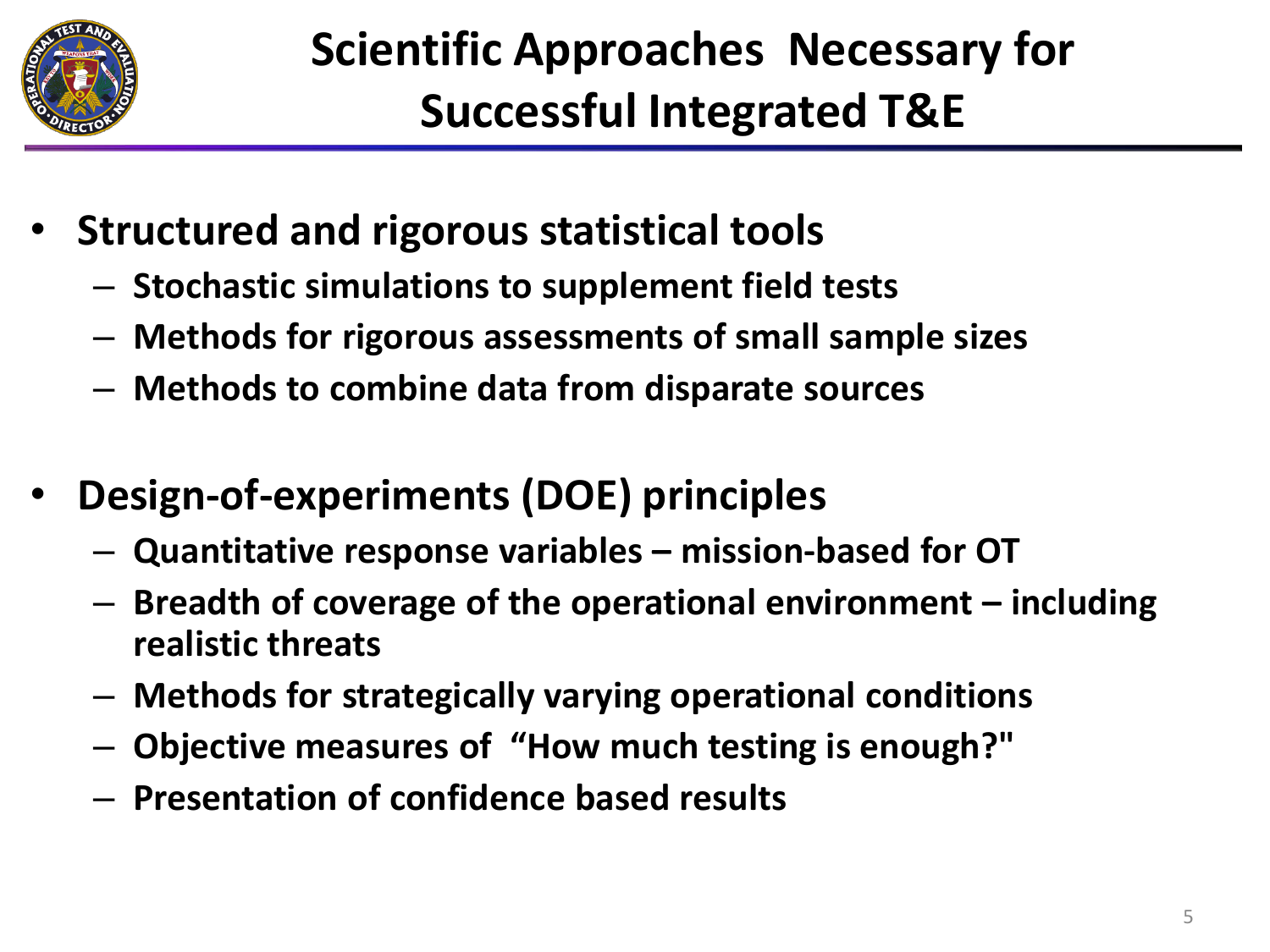# Scientific Approaches Necessary for Successful Integrated T&E

- **Structured and rigorous statistical tools**
  - **Stochastic simulations to supplement field tests**
  - **Methods for rigorous assessments of small sample sizes**
  - **Methods to combine data from disparate sources**

- **Design-of-experiments (DOE) principles**
  - **Quantitative response variables – mission-based for OT**
  - **Breadth of coverage of the operational environment – including realistic threats**
  - **Methods for strategically varying operational conditions**
  - **Objective measures of "How much testing is enough?"**
  - **Presentation of confidence based results**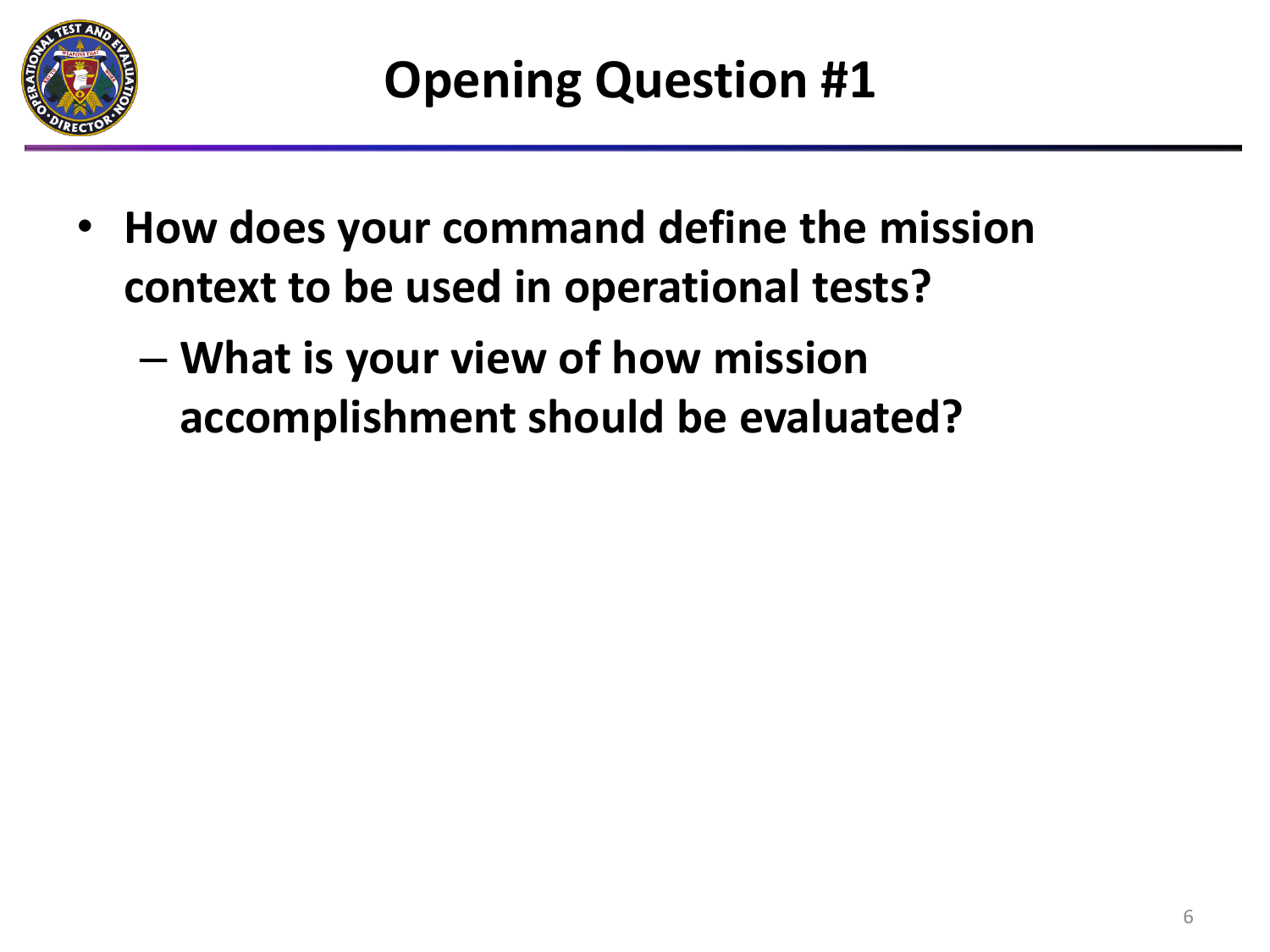# Opening Question #1

- **How does your command define the mission context to be used in operational tests?**
  - **What is your view of how mission accomplishment should be evaluated?**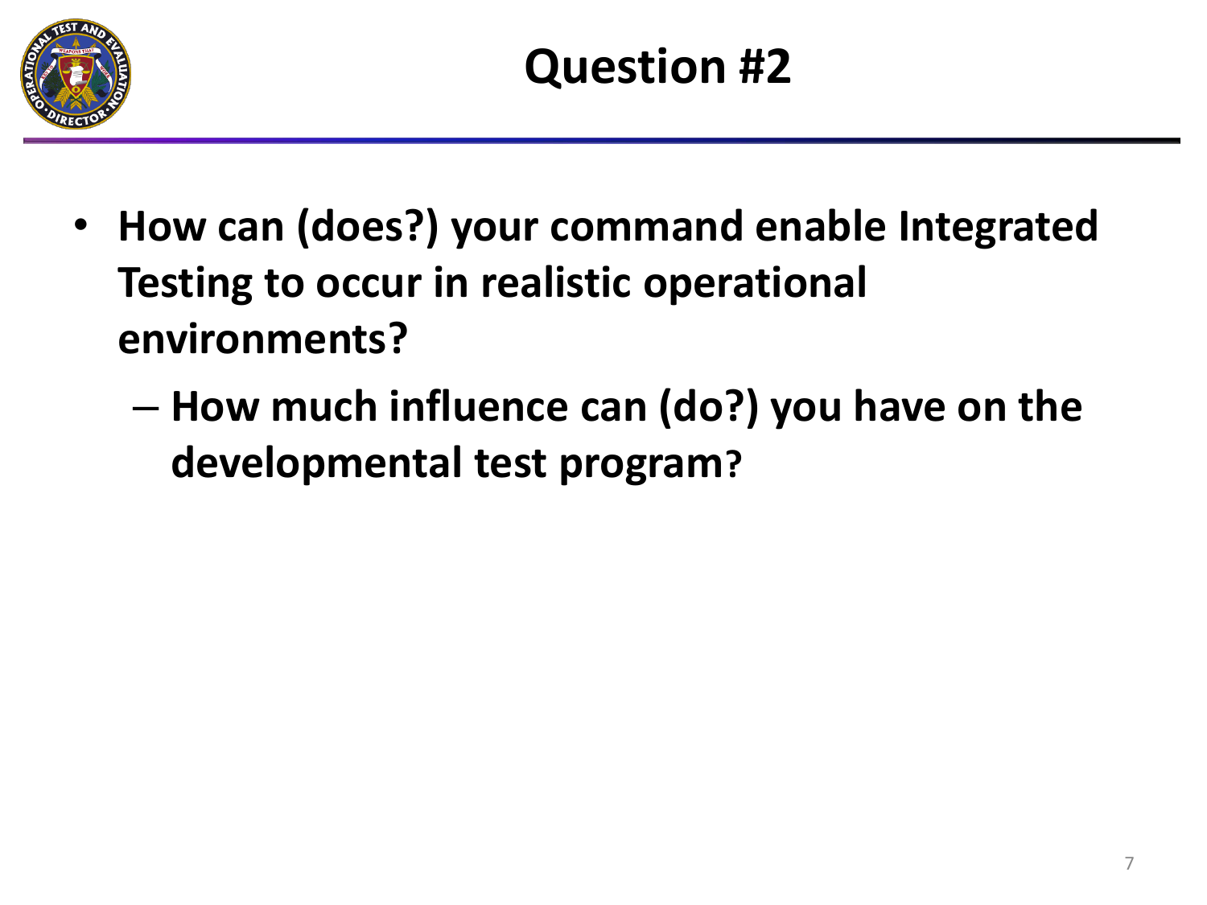# Question #2

- **How can (does?) your command enable Integrated Testing to occur in realistic operational environments?**
  - **How much influence can (do?) you have on the developmental test program?**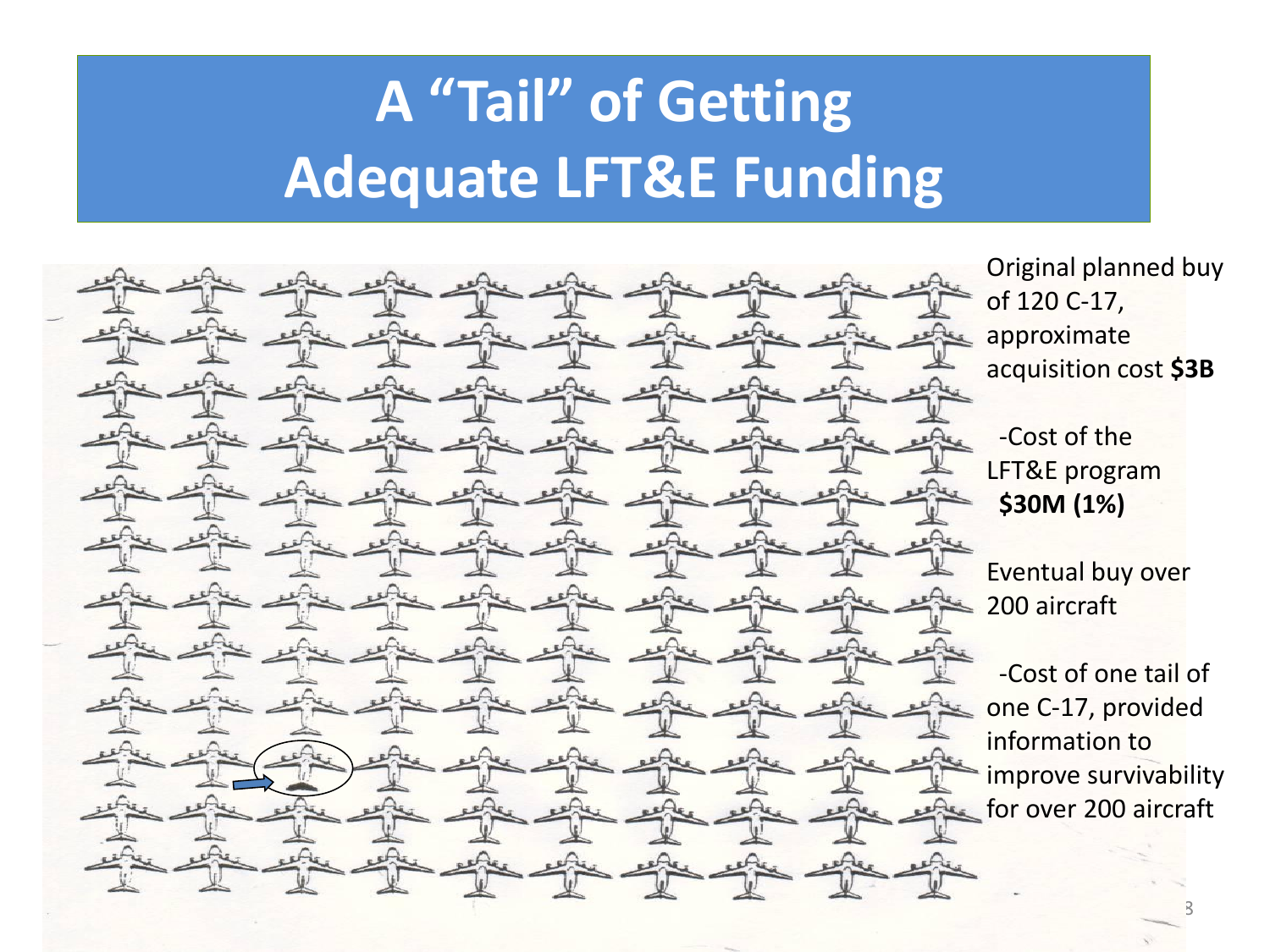# A "Tail" of Getting Adequate LFT&E Funding

Original planned buy of 120 C-17, approximate acquisition cost **$3B**

-Cost of the LFT&E program **$30M (1%)**

Eventual buy over 200 aircraft

-Cost of one tail of one C-17, provided information to improve survivability for over 200 aircraft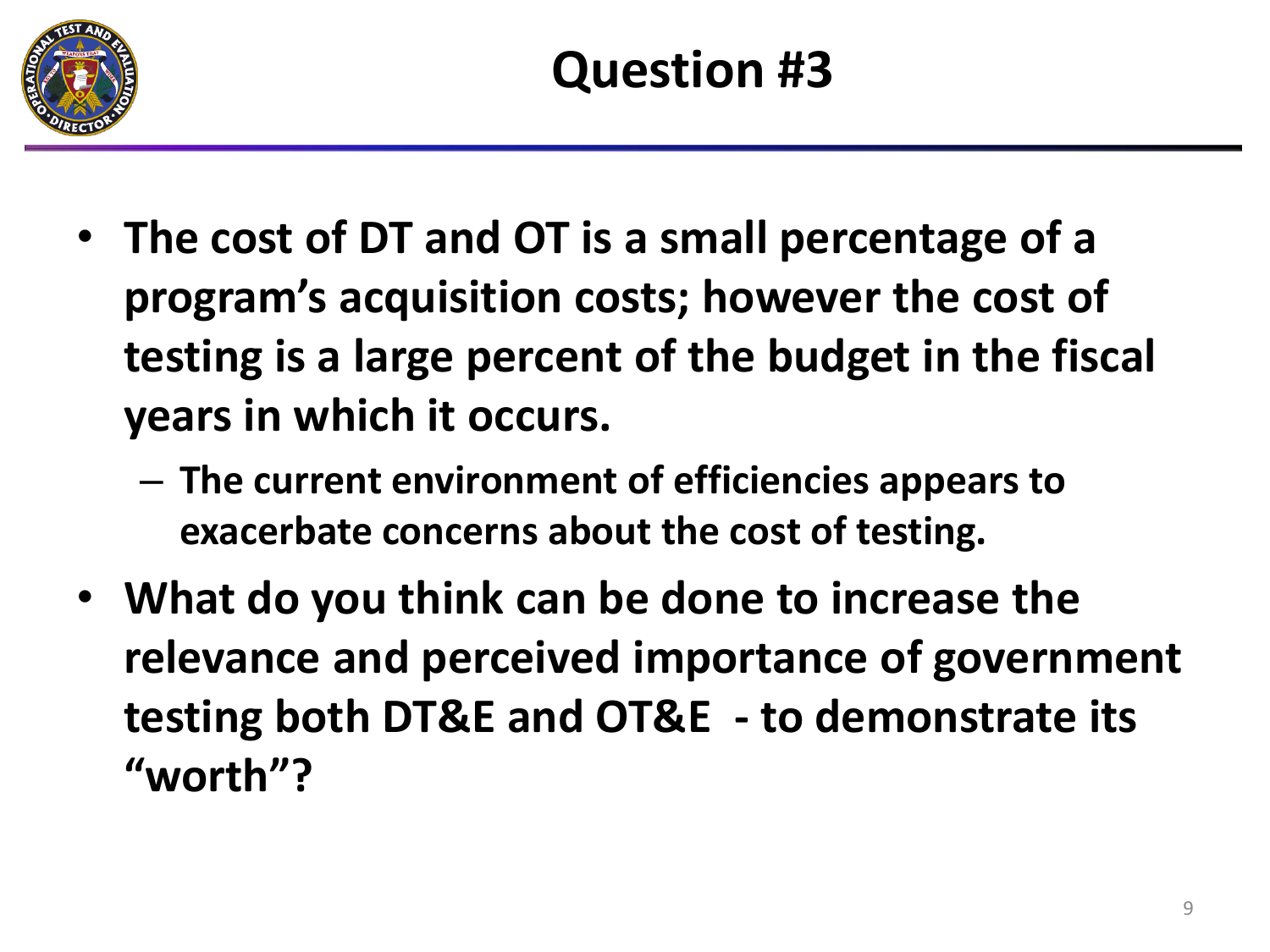# Question #3

- **The cost of DT and OT is a small percentage of a program's acquisition costs; however the cost of testing is a large percent of the budget in the fiscal years in which it occurs.**
  - **The current environment of efficiencies appears to exacerbate concerns about the cost of testing.**
- **What do you think can be done to increase the relevance and perceived importance of government testing both DT&E and OT&E - to demonstrate its "worth"?**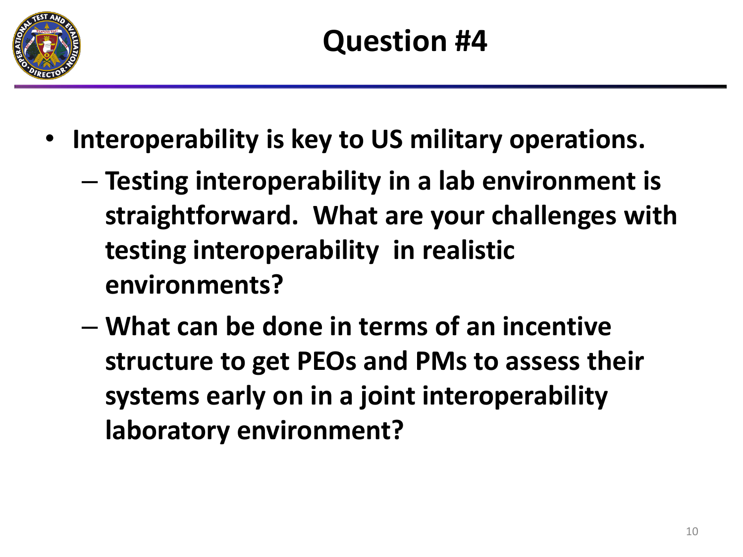# Question #4

- **Interoperability is key to US military operations.**
  - **Testing interoperability in a lab environment is straightforward. What are your challenges with testing interoperability in realistic environments?**
  - **What can be done in terms of an incentive structure to get PEOs and PMs to assess their systems early on in a joint interoperability laboratory environment?**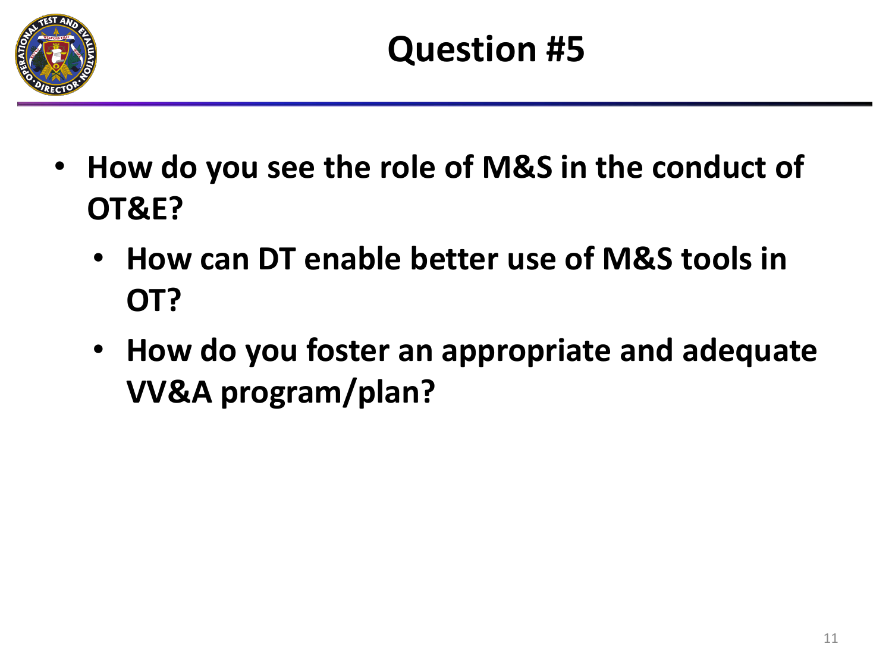# Question #5

- How do you see the role of M&S in the conduct of OT&E?
  - How can DT enable better use of M&S tools in OT?
  - How do you foster an appropriate and adequate VV&A program/plan?